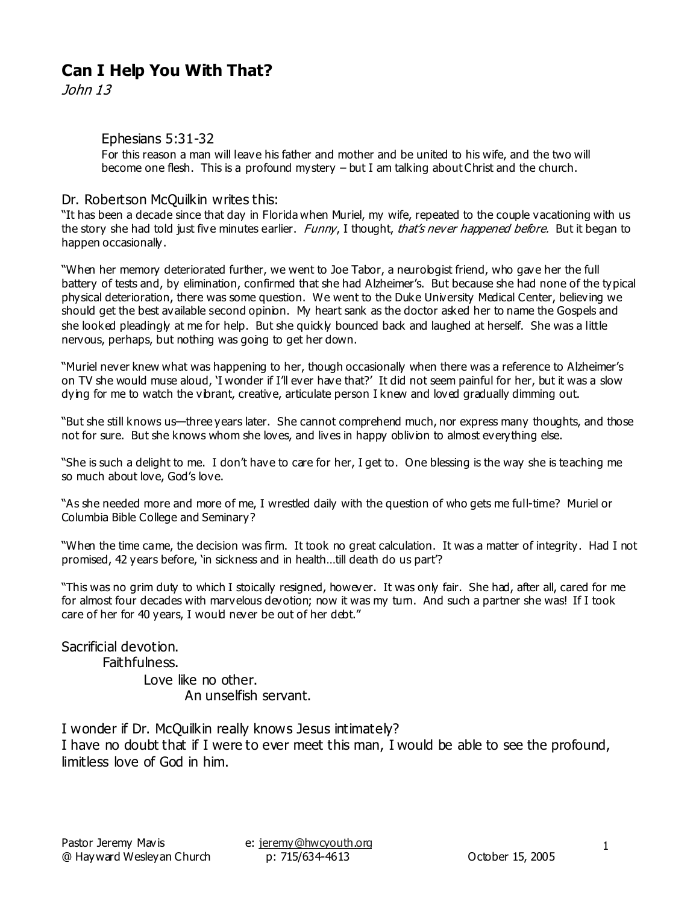# Can I Help You With That?

*John 13*

> Ephesians 5:31-32
>
> For this reason a man will leave his father and mother and be united to his wife, and the two will become one flesh. This is a profound mystery – but I am talking about Christ and the church.

Dr. Robertson McQuilkin writes this:

"It has been a decade since that day in Florida when Muriel, my wife, repeated to the couple vacationing with us the story she had told just five minutes earlier. *Funny*, I thought, *that's never happened before.* But it began to happen occasionally.

"When her memory deteriorated further, we went to Joe Tabor, a neurologist friend, who gave her the full battery of tests and, by elimination, confirmed that she had Alzheimer's. But because she had none of the typical physical deterioration, there was some question. We went to the Duke University Medical Center, believing we should get the best available second opinion. My heart sank as the doctor asked her to name the Gospels and she looked pleadingly at me for help. But she quickly bounced back and laughed at herself. She was a little nervous, perhaps, but nothing was going to get her down.

"Muriel never knew what was happening to her, though occasionally when there was a reference to Alzheimer's on TV she would muse aloud, 'I wonder if I'll ever have that?' It did not seem painful for her, but it was a slow dying for me to watch the vibrant, creative, articulate person I knew and loved gradually dimming out.

"But she still knows us—three years later. She cannot comprehend much, nor express many thoughts, and those not for sure. But she knows whom she loves, and lives in happy oblivion to almost everything else.

"She is such a delight to me. I don't have to care for her, I get to. One blessing is the way she is teaching me so much about love, God's love.

"As she needed more and more of me, I wrestled daily with the question of who gets me full-time? Muriel or Columbia Bible College and Seminary?

"When the time came, the decision was firm. It took no great calculation. It was a matter of integrity. Had I not promised, 42 years before, 'in sickness and in health…till death do us part'?

"This was no grim duty to which I stoically resigned, however. It was only fair. She had, after all, cared for me for almost four decades with marvelous devotion; now it was my turn. And such a partner she was! If I took care of her for 40 years, I would never be out of her debt."

Sacrificial devotion.
Faithfulness.
Love like no other.
An unselfish servant.

I wonder if Dr. McQuilkin really knows Jesus intimately?
I have no doubt that if I were to ever meet this man, I would be able to see the profound, limitless love of God in him.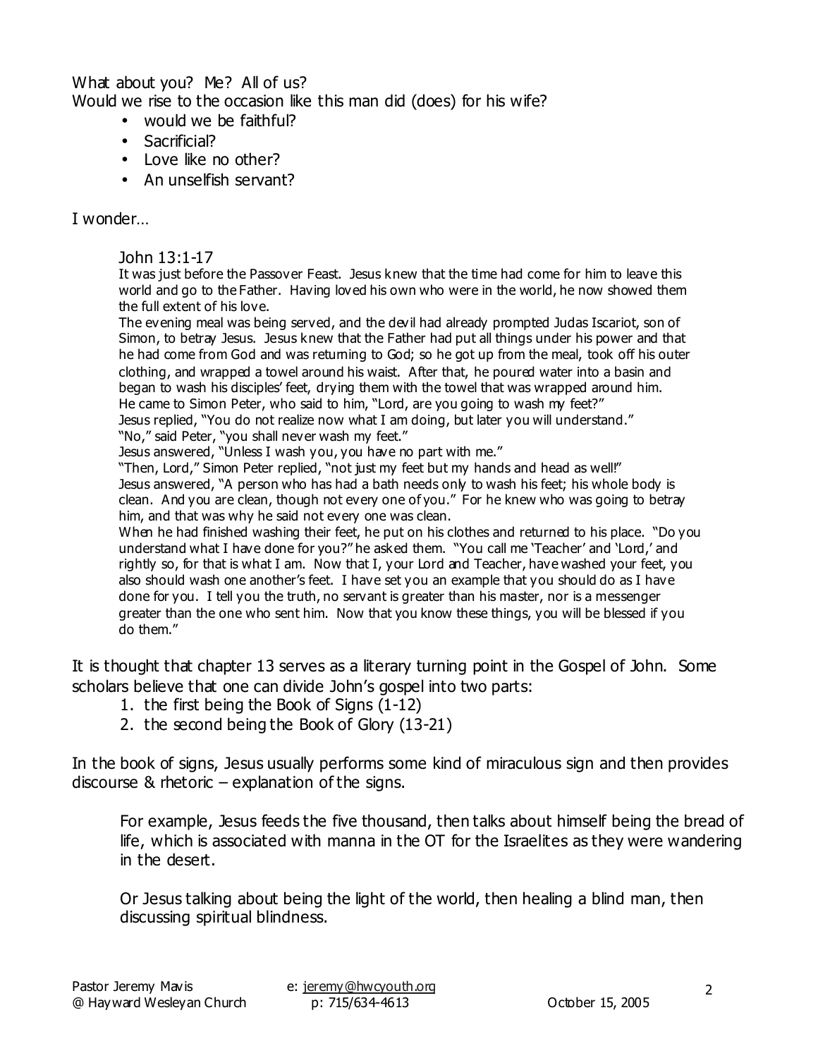What about you? Me? All of us?

Would we rise to the occasion like this man did (does) for his wife?

- would we be faithful?
- Sacrificial?
- Love like no other?
- An unselfish servant?

I wonder…

> John 13:1-17
>
> It was just before the Passover Feast. Jesus knew that the time had come for him to leave this world and go to the Father. Having loved his own who were in the world, he now showed them the full extent of his love.
>
> The evening meal was being served, and the devil had already prompted Judas Iscariot, son of Simon, to betray Jesus. Jesus knew that the Father had put all things under his power and that he had come from God and was returning to God; so he got up from the meal, took off his outer clothing, and wrapped a towel around his waist. After that, he poured water into a basin and began to wash his disciples' feet, drying them with the towel that was wrapped around him.
>
> He came to Simon Peter, who said to him, "Lord, are you going to wash my feet?"
>
> Jesus replied, "You do not realize now what I am doing, but later you will understand."
>
> "No," said Peter, "you shall never wash my feet."
>
> Jesus answered, "Unless I wash you, you have no part with me."
>
> "Then, Lord," Simon Peter replied, "not just my feet but my hands and head as well!"
>
> Jesus answered, "A person who has had a bath needs only to wash his feet; his whole body is clean. And you are clean, though not every one of you." For he knew who was going to betray him, and that was why he said not every one was clean.
>
> When he had finished washing their feet, he put on his clothes and returned to his place. "Do you understand what I have done for you?" he asked them. "You call me 'Teacher' and 'Lord,' and rightly so, for that is what I am. Now that I, your Lord and Teacher, have washed your feet, you also should wash one another's feet. I have set you an example that you should do as I have done for you. I tell you the truth, no servant is greater than his master, nor is a messenger greater than the one who sent him. Now that you know these things, you will be blessed if you do them."

It is thought that chapter 13 serves as a literary turning point in the Gospel of John. Some scholars believe that one can divide John's gospel into two parts:

1. the first being the Book of Signs (1-12)
2. the second being the Book of Glory (13-21)

In the book of signs, Jesus usually performs some kind of miraculous sign and then provides discourse & rhetoric – explanation of the signs.

> For example, Jesus feeds the five thousand, then talks about himself being the bread of life, which is associated with manna in the OT for the Israelites as they were wandering in the desert.
>
> Or Jesus talking about being the light of the world, then healing a blind man, then discussing spiritual blindness.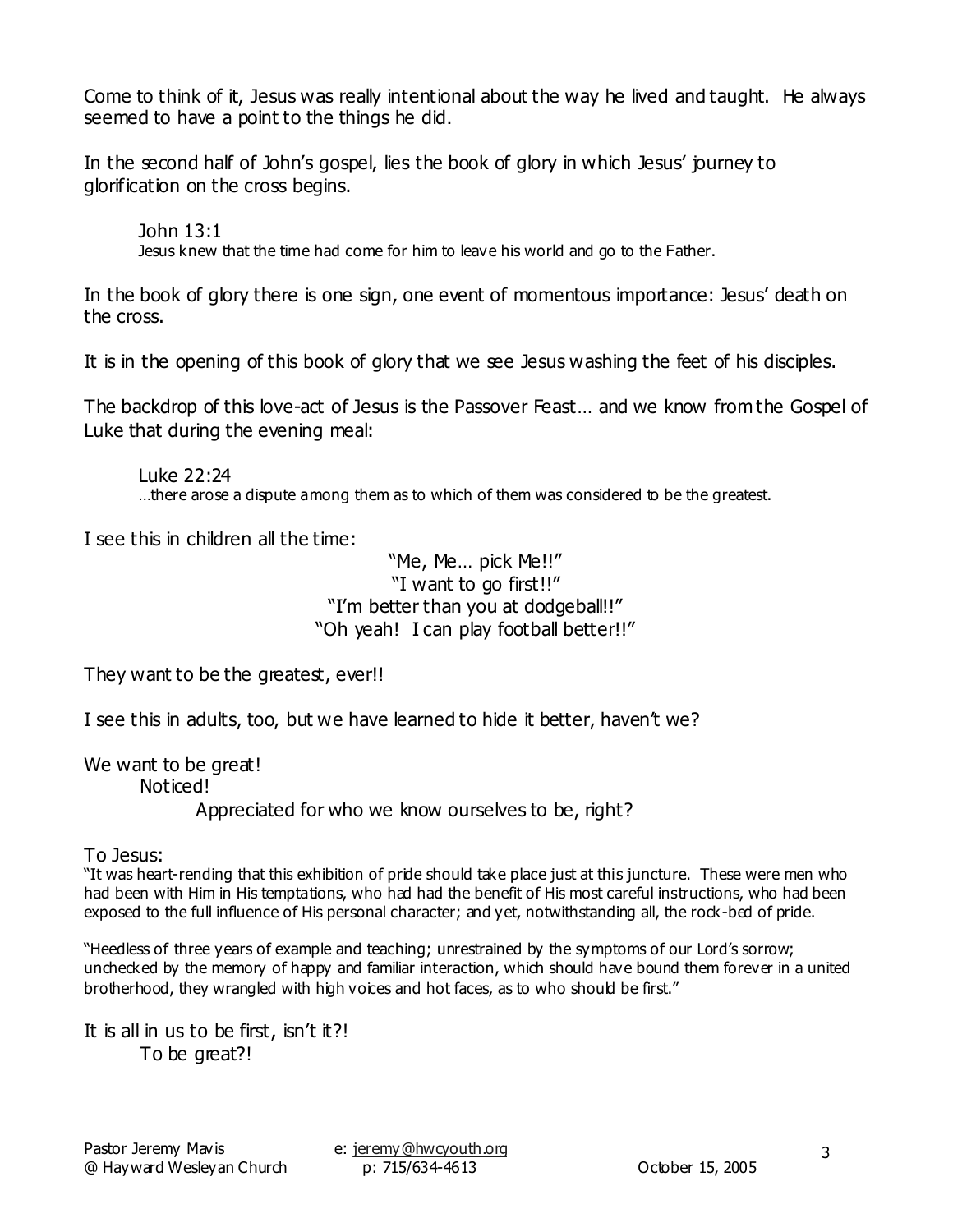Come to think of it, Jesus was really intentional about the way he lived and taught. He always seemed to have a point to the things he did.

In the second half of John's gospel, lies the book of glory in which Jesus' journey to glorification on the cross begins.

> John 13:1
> Jesus knew that the time had come for him to leave his world and go to the Father.

In the book of glory there is one sign, one event of momentous importance: Jesus' death on the cross.

It is in the opening of this book of glory that we see Jesus washing the feet of his disciples.

The backdrop of this love-act of Jesus is the Passover Feast… and we know from the Gospel of Luke that during the evening meal:

> Luke 22:24
> …there arose a dispute among them as to which of them was considered to be the greatest.

I see this in children all the time:

"Me, Me… pick Me!!"
"I want to go first!!"
"I'm better than you at dodgeball!!"
"Oh yeah! I can play football better!!"

They want to be the greatest, ever!!

I see this in adults, too, but we have learned to hide it better, haven't we?

We want to be great!
Noticed!
Appreciated for who we know ourselves to be, right?

To Jesus:

"It was heart-rending that this exhibition of pride should take place just at this juncture. These were men who had been with Him in His temptations, who had had the benefit of His most careful instructions, who had been exposed to the full influence of His personal character; and yet, notwithstanding all, the rock-bed of pride.

"Heedless of three years of example and teaching; unrestrained by the symptoms of our Lord's sorrow; unchecked by the memory of happy and familiar interaction, which should have bound them forever in a united brotherhood, they wrangled with high voices and hot faces, as to who should be first."

It is all in us to be first, isn't it?!
To be great?!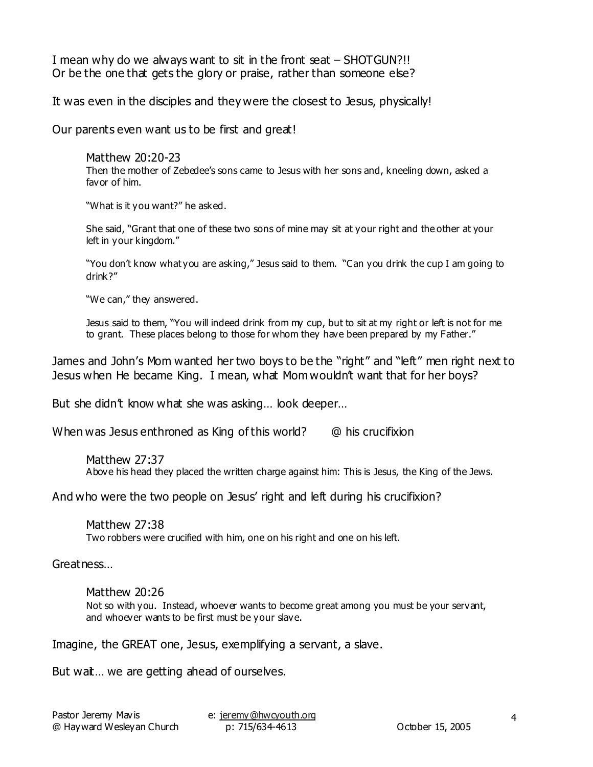I mean why do we always want to sit in the front seat – SHOTGUN?!!
Or be the one that gets the glory or praise, rather than someone else?

It was even in the disciples and they were the closest to Jesus, physically!

Our parents even want us to be first and great!

> Matthew 20:20-23
> Then the mother of Zebedee's sons came to Jesus with her sons and, kneeling down, asked a favor of him.
>
> "What is it you want?" he asked.
>
> She said, "Grant that one of these two sons of mine may sit at your right and the other at your left in your kingdom."
>
> "You don't know what you are asking," Jesus said to them. "Can you drink the cup I am going to drink?"
>
> "We can," they answered.
>
> Jesus said to them, "You will indeed drink from my cup, but to sit at my right or left is not for me to grant. These places belong to those for whom they have been prepared by my Father."

James and John's Mom wanted her two boys to be the "right" and "left" men right next to Jesus when He became King. I mean, what Mom wouldn't want that for her boys?

But she didn't know what she was asking… look deeper…

When was Jesus enthroned as King of this world? @ his crucifixion

> Matthew 27:37
> Above his head they placed the written charge against him: This is Jesus, the King of the Jews.

And who were the two people on Jesus' right and left during his crucifixion?

> Matthew 27:38
> Two robbers were crucified with him, one on his right and one on his left.

Greatness…

> Matthew 20:26
> Not so with you. Instead, whoever wants to become great among you must be your servant, and whoever wants to be first must be your slave.

Imagine, the GREAT one, Jesus, exemplifying a servant, a slave.

But wait… we are getting ahead of ourselves.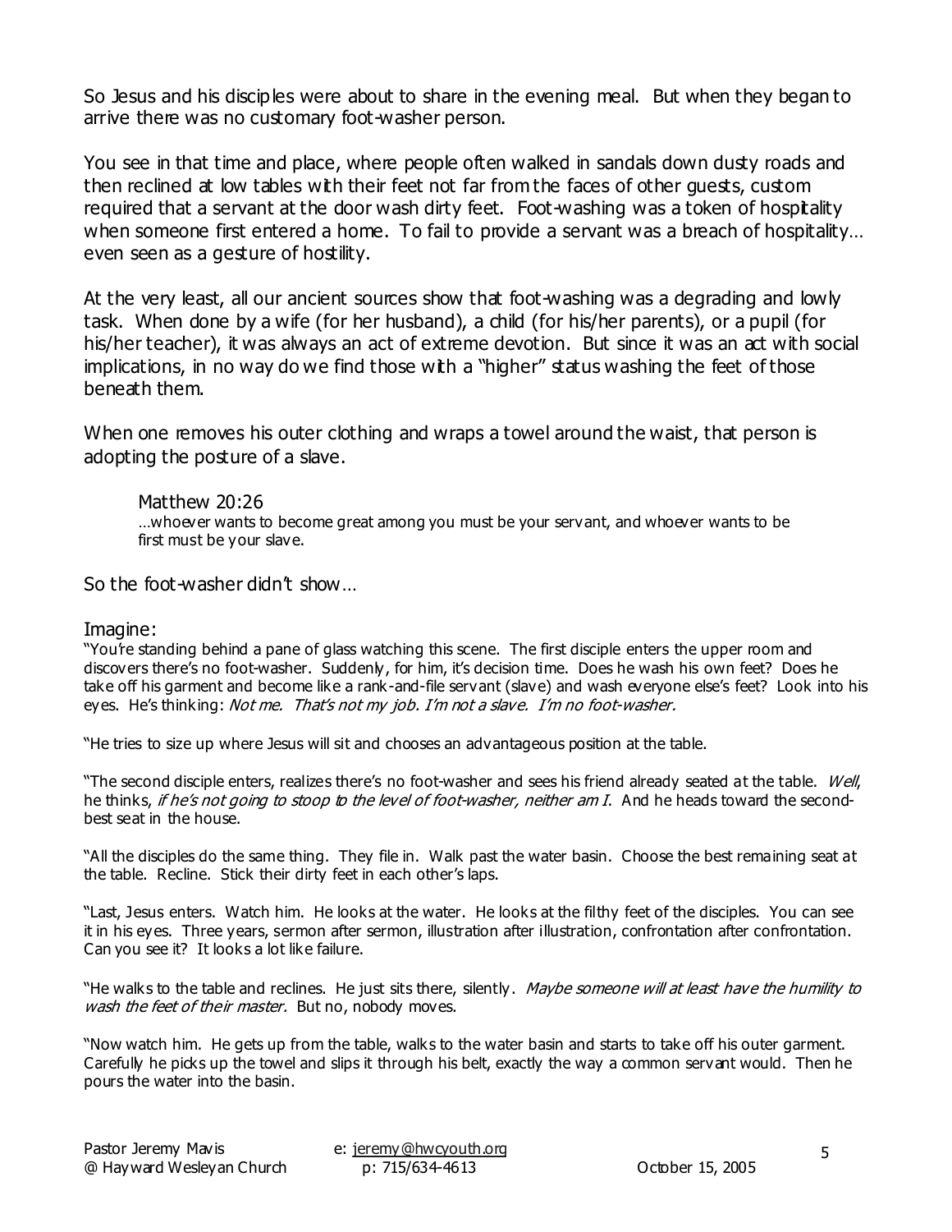So Jesus and his disciples were about to share in the evening meal. But when they began to arrive there was no customary foot-washer person.

You see in that time and place, where people often walked in sandals down dusty roads and then reclined at low tables with their feet not far from the faces of other guests, custom required that a servant at the door wash dirty feet. Foot-washing was a token of hospitality when someone first entered a home. To fail to provide a servant was a breach of hospitality… even seen as a gesture of hostility.

At the very least, all our ancient sources show that foot-washing was a degrading and lowly task. When done by a wife (for her husband), a child (for his/her parents), or a pupil (for his/her teacher), it was always an act of extreme devotion. But since it was an act with social implications, in no way do we find those with a "higher" status washing the feet of those beneath them.

When one removes his outer clothing and wraps a towel around the waist, that person is adopting the posture of a slave.

> Matthew 20:26
> …whoever wants to become great among you must be your servant, and whoever wants to be first must be your slave.

So the foot-washer didn't show…

Imagine:

"You're standing behind a pane of glass watching this scene. The first disciple enters the upper room and discovers there's no foot-washer. Suddenly, for him, it's decision time. Does he wash his own feet? Does he take off his garment and become like a rank-and-file servant (slave) and wash everyone else's feet? Look into his eyes. He's thinking: *Not me. That's not my job. I'm not a slave. I'm no foot-washer.*

"He tries to size up where Jesus will sit and chooses an advantageous position at the table.

"The second disciple enters, realizes there's no foot-washer and sees his friend already seated at the table. *Well*, he thinks, *if he's not going to stoop to the level of foot-washer, neither am I*. And he heads toward the second-best seat in the house.

"All the disciples do the same thing. They file in. Walk past the water basin. Choose the best remaining seat at the table. Recline. Stick their dirty feet in each other's laps.

"Last, Jesus enters. Watch him. He looks at the water. He looks at the filthy feet of the disciples. You can see it in his eyes. Three years, sermon after sermon, illustration after illustration, confrontation after confrontation. Can you see it? It looks a lot like failure.

"He walks to the table and reclines. He just sits there, silently. *Maybe someone will at least have the humility to wash the feet of their master.* But no, nobody moves.

"Now watch him. He gets up from the table, walks to the water basin and starts to take off his outer garment. Carefully he picks up the towel and slips it through his belt, exactly the way a common servant would. Then he pours the water into the basin.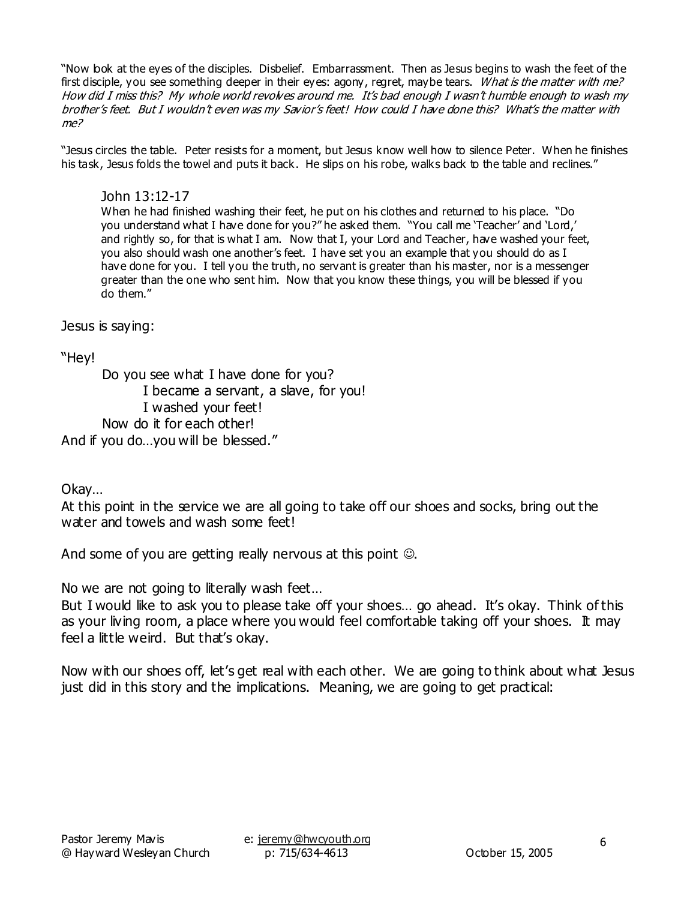"Now look at the eyes of the disciples. Disbelief. Embarrassment. Then as Jesus begins to wash the feet of the first disciple, you see something deeper in their eyes: agony, regret, maybe tears. *What is the matter with me? How did I miss this? My whole world revolves around me. It's bad enough I wasn't humble enough to wash my brother's feet. But I wouldn't even was my Savior's feet! How could I have done this? What's the matter with me?*

"Jesus circles the table. Peter resists for a moment, but Jesus know well how to silence Peter. When he finishes his task, Jesus folds the towel and puts it back. He slips on his robe, walks back to the table and reclines."

> John 13:12-17
>
> When he had finished washing their feet, he put on his clothes and returned to his place. "Do you understand what I have done for you?" he asked them. "You call me 'Teacher' and 'Lord,' and rightly so, for that is what I am. Now that I, your Lord and Teacher, have washed your feet, you also should wash one another's feet. I have set you an example that you should do as I have done for you. I tell you the truth, no servant is greater than his master, nor is a messenger greater than the one who sent him. Now that you know these things, you will be blessed if you do them."

Jesus is saying:

"Hey!

Do you see what I have done for you?

I became a servant, a slave, for you!

I washed your feet!

Now do it for each other!

And if you do…you will be blessed."

Okay…

At this point in the service we are all going to take off our shoes and socks, bring out the water and towels and wash some feet!

And some of you are getting really nervous at this point ☺.

No we are not going to literally wash feet…

But I would like to ask you to please take off your shoes… go ahead. It's okay. Think of this as your living room, a place where you would feel comfortable taking off your shoes. It may feel a little weird. But that's okay.

Now with our shoes off, let's get real with each other. We are going to think about what Jesus just did in this story and the implications. Meaning, we are going to get practical: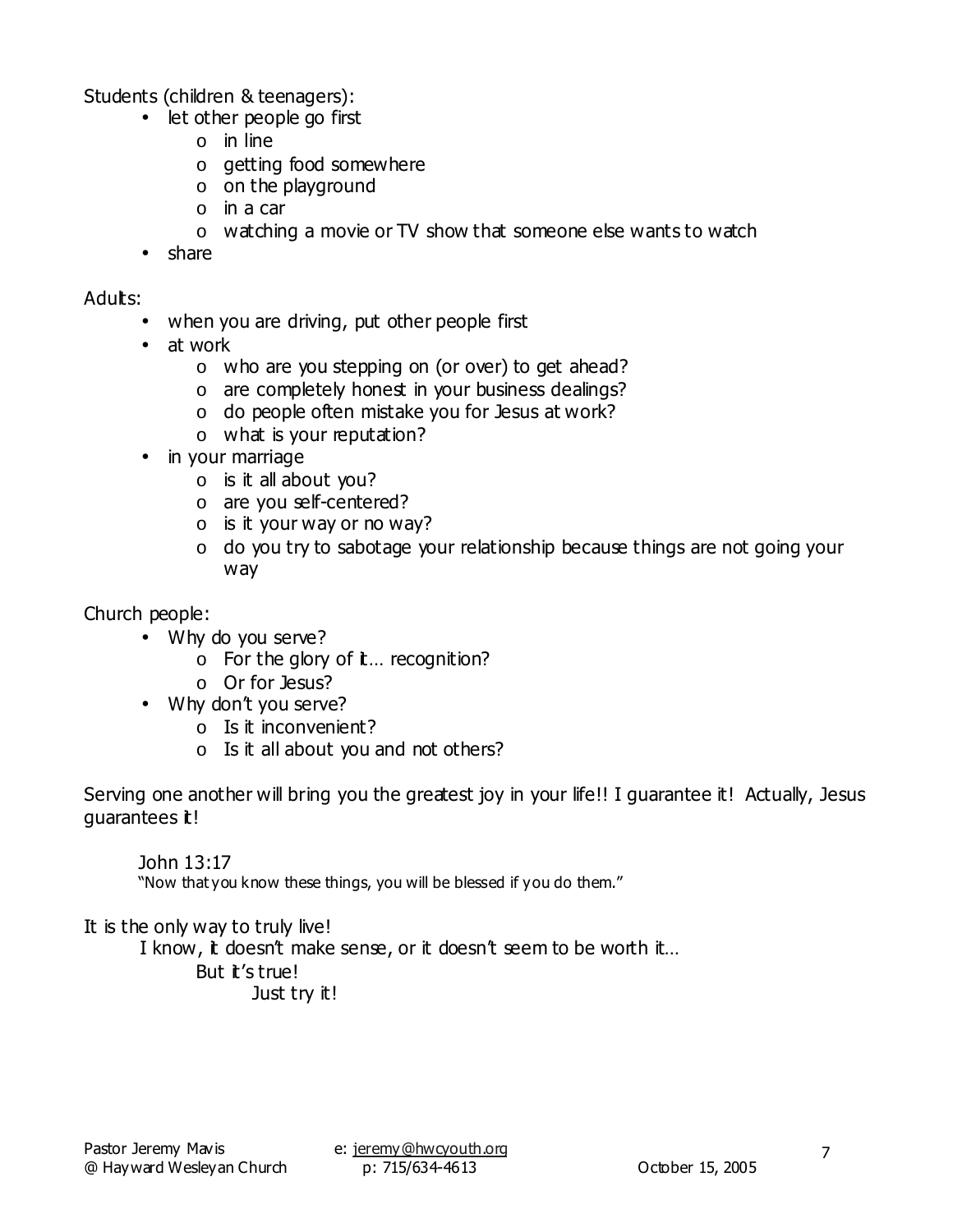Students (children & teenagers):

- let other people go first
  - in line
  - getting food somewhere
  - on the playground
  - in a car
  - watching a movie or TV show that someone else wants to watch
- share

Adults:

- when you are driving, put other people first
- at work
  - who are you stepping on (or over) to get ahead?
  - are completely honest in your business dealings?
  - do people often mistake you for Jesus at work?
  - what is your reputation?
- in your marriage
  - is it all about you?
  - are you self-centered?
  - is it your way or no way?
  - do you try to sabotage your relationship because things are not going your way

Church people:

- Why do you serve?
  - For the glory of it… recognition?
  - Or for Jesus?
- Why don't you serve?
  - Is it inconvenient?
  - Is it all about you and not others?

Serving one another will bring you the greatest joy in your life!! I guarantee it! Actually, Jesus guarantees it!

> John 13:17
> "Now that you know these things, you will be blessed if you do them."

It is the only way to truly live!

&nbsp;&nbsp;&nbsp;&nbsp;I know, it doesn't make sense, or it doesn't seem to be worth it…

&nbsp;&nbsp;&nbsp;&nbsp;&nbsp;&nbsp;&nbsp;&nbsp;But it's true!

&nbsp;&nbsp;&nbsp;&nbsp;&nbsp;&nbsp;&nbsp;&nbsp;&nbsp;&nbsp;&nbsp;&nbsp;Just try it!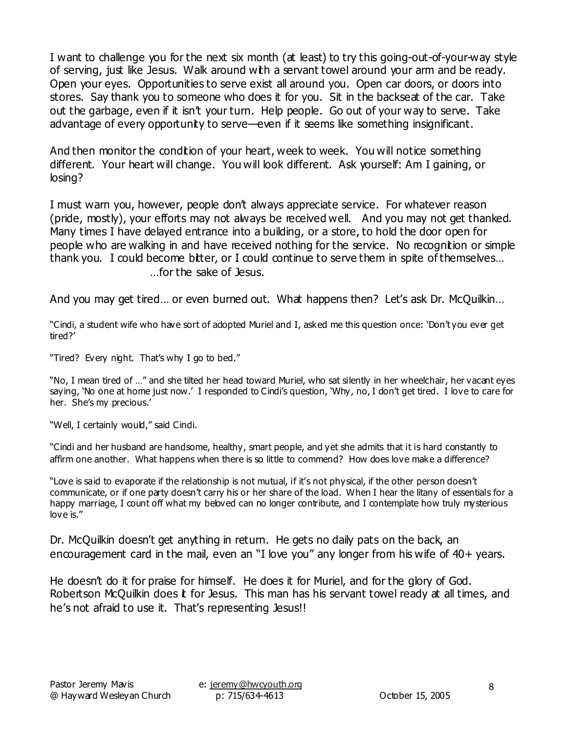I want to challenge you for the next six month (at least) to try this going-out-of-your-way style of serving, just like Jesus. Walk around with a servant towel around your arm and be ready. Open your eyes. Opportunities to serve exist all around you. Open car doors, or doors into stores. Say thank you to someone who does it for you. Sit in the backseat of the car. Take out the garbage, even if it isn't your turn. Help people. Go out of your way to serve. Take advantage of every opportunity to serve—even if it seems like something insignificant.

And then monitor the condition of your heart, week to week. You will notice something different. Your heart will change. You will look different. Ask yourself: Am I gaining, or losing?

I must warn you, however, people don't always appreciate service. For whatever reason (pride, mostly), your efforts may not always be received well. And you may not get thanked. Many times I have delayed entrance into a building, or a store, to hold the door open for people who are walking in and have received nothing for the service. No recognition or simple thank you. I could become bitter, or I could continue to serve them in spite of themselves…

…for the sake of Jesus.

And you may get tired… or even burned out. What happens then? Let's ask Dr. McQuilkin…

"Cindi, a student wife who have sort of adopted Muriel and I, asked me this question once: 'Don't you ever get tired?'

"Tired? Every night. That's why I go to bed."

"No, I mean tired of …" and she tilted her head toward Muriel, who sat silently in her wheelchair, her vacant eyes saying, 'No one at home just now.' I responded to Cindi's question, 'Why, no, I don't get tired. I love to care for her. She's my precious.'

"Well, I certainly would," said Cindi.

"Cindi and her husband are handsome, healthy, smart people, and yet she admits that it is hard constantly to affirm one another. What happens when there is so little to commend? How does love make a difference?

"Love is said to evaporate if the relationship is not mutual, if it's not physical, if the other person doesn't communicate, or if one party doesn't carry his or her share of the load. When I hear the litany of essentials for a happy marriage, I count off what my beloved can no longer contribute, and I contemplate how truly mysterious love is."

Dr. McQuilkin doesn't get anything in return. He gets no daily pats on the back, an encouragement card in the mail, even an "I love you" any longer from his wife of 40+ years.

He doesn't do it for praise for himself. He does it for Muriel, and for the glory of God. Robertson McQuilkin does it for Jesus. This man has his servant towel ready at all times, and he's not afraid to use it. That's representing Jesus!!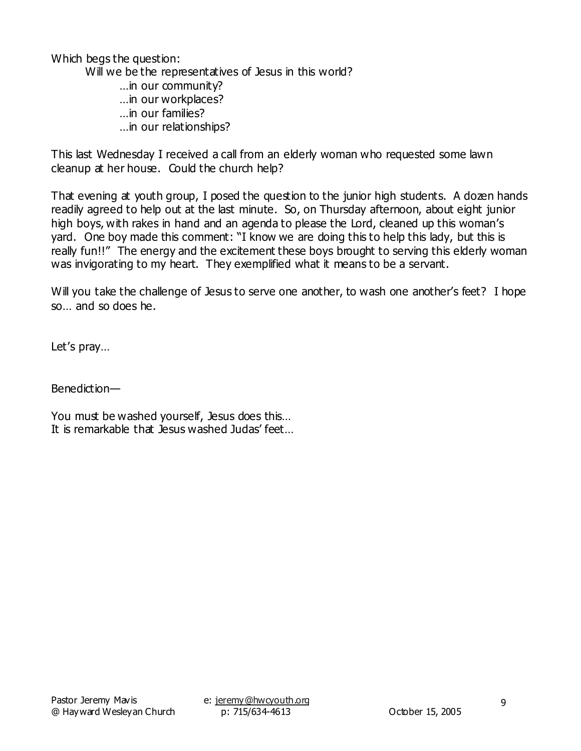Which begs the question:

Will we be the representatives of Jesus in this world?

…in our community?

…in our workplaces?

…in our families?

…in our relationships?

This last Wednesday I received a call from an elderly woman who requested some lawn cleanup at her house. Could the church help?

That evening at youth group, I posed the question to the junior high students. A dozen hands readily agreed to help out at the last minute. So, on Thursday afternoon, about eight junior high boys, with rakes in hand and an agenda to please the Lord, cleaned up this woman's yard. One boy made this comment: "I know we are doing this to help this lady, but this is really fun!!" The energy and the excitement these boys brought to serving this elderly woman was invigorating to my heart. They exemplified what it means to be a servant.

Will you take the challenge of Jesus to serve one another, to wash one another's feet? I hope so… and so does he.

Let's pray…

Benediction—

You must be washed yourself, Jesus does this…
It is remarkable that Jesus washed Judas' feet…